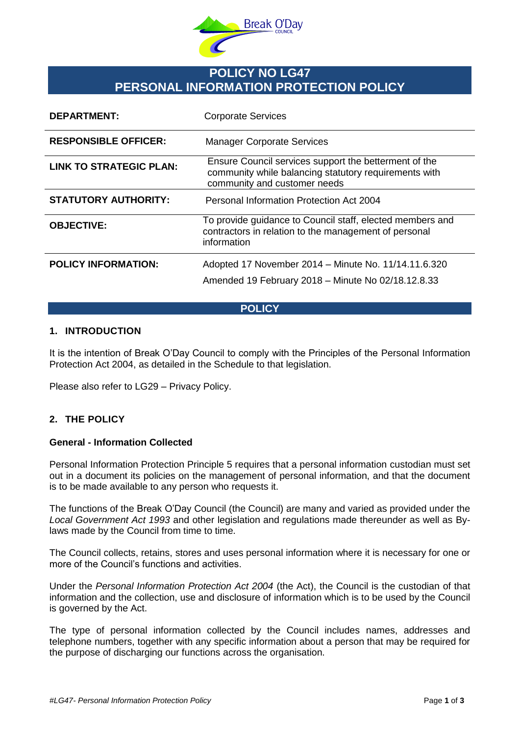# POLICY NO LG47
# PERSONAL INFORMATION PROTECTION POLICY

| | |
|---|---|
| **DEPARTMENT:** | Corporate Services |
| **RESPONSIBLE OFFICER:** | Manager Corporate Services |
| **LINK TO STRATEGIC PLAN:** | Ensure Council services support the betterment of the community while balancing statutory requirements with community and customer needs |
| **STATUTORY AUTHORITY:** | Personal Information Protection Act 2004 |
| **OBJECTIVE:** | To provide guidance to Council staff, elected members and contractors in relation to the management of personal information |
| **POLICY INFORMATION:** | Adopted 17 November 2014 – Minute No. 11/14.11.6.320<br>Amended 19 February 2018 – Minute No 02/18.12.8.33 |

## POLICY

### 1. INTRODUCTION

It is the intention of Break O'Day Council to comply with the Principles of the Personal Information Protection Act 2004, as detailed in the Schedule to that legislation.

Please also refer to LG29 – Privacy Policy.

### 2. THE POLICY

**General - Information Collected**

Personal Information Protection Principle 5 requires that a personal information custodian must set out in a document its policies on the management of personal information, and that the document is to be made available to any person who requests it.

The functions of the Break O'Day Council (the Council) are many and varied as provided under the *Local Government Act 1993* and other legislation and regulations made thereunder as well as By-laws made by the Council from time to time.

The Council collects, retains, stores and uses personal information where it is necessary for one or more of the Council's functions and activities.

Under the *Personal Information Protection Act 2004* (the Act), the Council is the custodian of that information and the collection, use and disclosure of information which is to be used by the Council is governed by the Act.

The type of personal information collected by the Council includes names, addresses and telephone numbers, together with any specific information about a person that may be required for the purpose of discharging our functions across the organisation.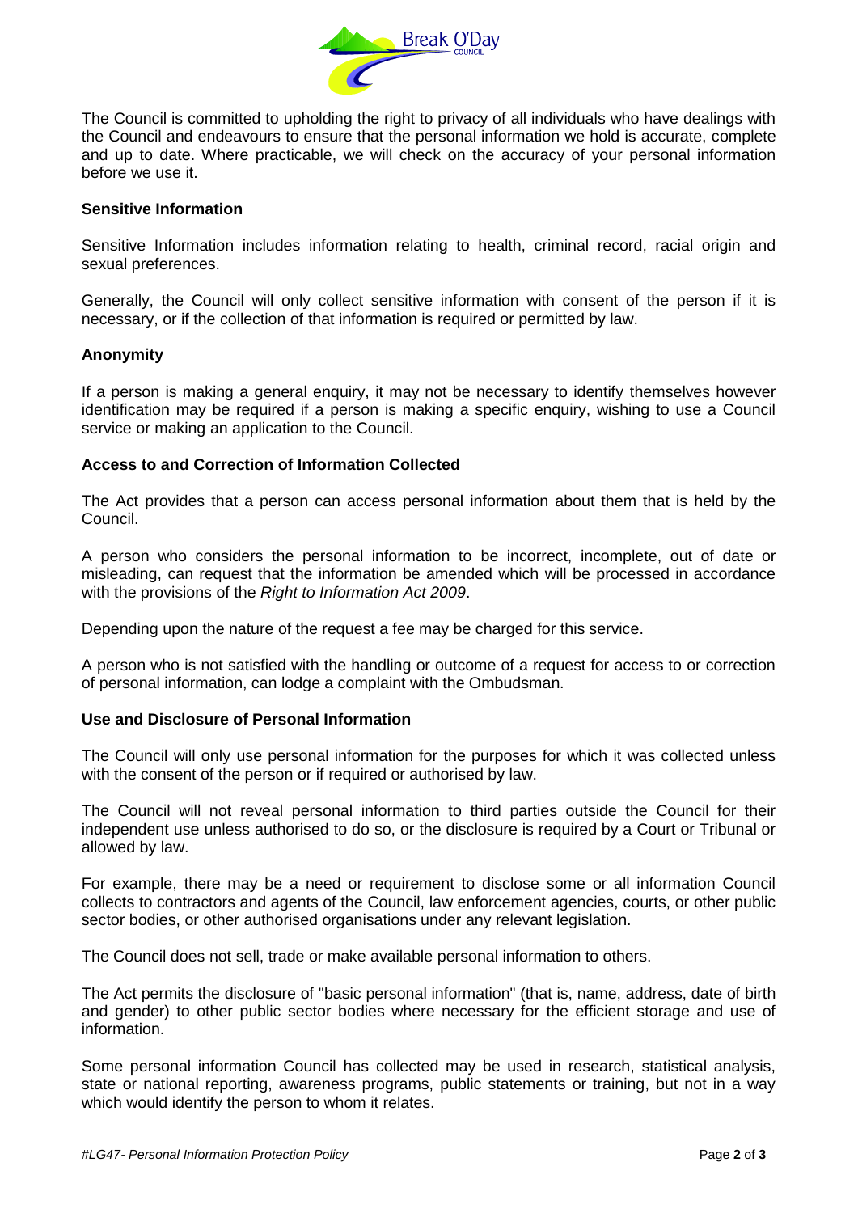The Council is committed to upholding the right to privacy of all individuals who have dealings with the Council and endeavours to ensure that the personal information we hold is accurate, complete and up to date. Where practicable, we will check on the accuracy of your personal information before we use it.

**Sensitive Information**

Sensitive Information includes information relating to health, criminal record, racial origin and sexual preferences.

Generally, the Council will only collect sensitive information with consent of the person if it is necessary, or if the collection of that information is required or permitted by law.

**Anonymity**

If a person is making a general enquiry, it may not be necessary to identify themselves however identification may be required if a person is making a specific enquiry, wishing to use a Council service or making an application to the Council.

**Access to and Correction of Information Collected**

The Act provides that a person can access personal information about them that is held by the Council.

A person who considers the personal information to be incorrect, incomplete, out of date or misleading, can request that the information be amended which will be processed in accordance with the provisions of the *Right to Information Act 2009*.

Depending upon the nature of the request a fee may be charged for this service.

A person who is not satisfied with the handling or outcome of a request for access to or correction of personal information, can lodge a complaint with the Ombudsman.

**Use and Disclosure of Personal Information**

The Council will only use personal information for the purposes for which it was collected unless with the consent of the person or if required or authorised by law.

The Council will not reveal personal information to third parties outside the Council for their independent use unless authorised to do so, or the disclosure is required by a Court or Tribunal or allowed by law.

For example, there may be a need or requirement to disclose some or all information Council collects to contractors and agents of the Council, law enforcement agencies, courts, or other public sector bodies, or other authorised organisations under any relevant legislation.

The Council does not sell, trade or make available personal information to others.

The Act permits the disclosure of "basic personal information" (that is, name, address, date of birth and gender) to other public sector bodies where necessary for the efficient storage and use of information.

Some personal information Council has collected may be used in research, statistical analysis, state or national reporting, awareness programs, public statements or training, but not in a way which would identify the person to whom it relates.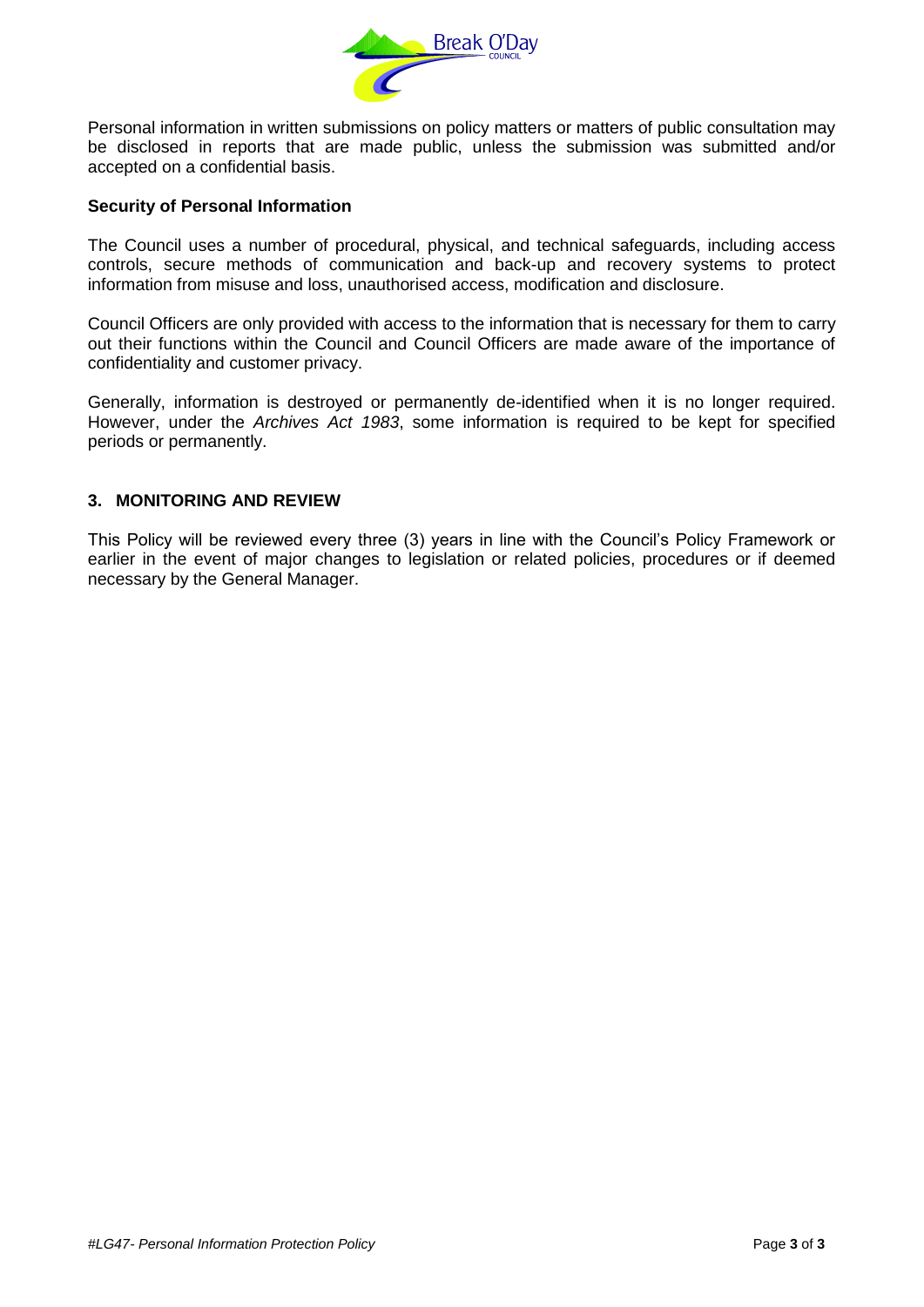Personal information in written submissions on policy matters or matters of public consultation may be disclosed in reports that are made public, unless the submission was submitted and/or accepted on a confidential basis.

**Security of Personal Information**

The Council uses a number of procedural, physical, and technical safeguards, including access controls, secure methods of communication and back-up and recovery systems to protect information from misuse and loss, unauthorised access, modification and disclosure.

Council Officers are only provided with access to the information that is necessary for them to carry out their functions within the Council and Council Officers are made aware of the importance of confidentiality and customer privacy.

Generally, information is destroyed or permanently de-identified when it is no longer required. However, under the *Archives Act 1983*, some information is required to be kept for specified periods or permanently.

## 3. MONITORING AND REVIEW

This Policy will be reviewed every three (3) years in line with the Council's Policy Framework or earlier in the event of major changes to legislation or related policies, procedures or if deemed necessary by the General Manager.